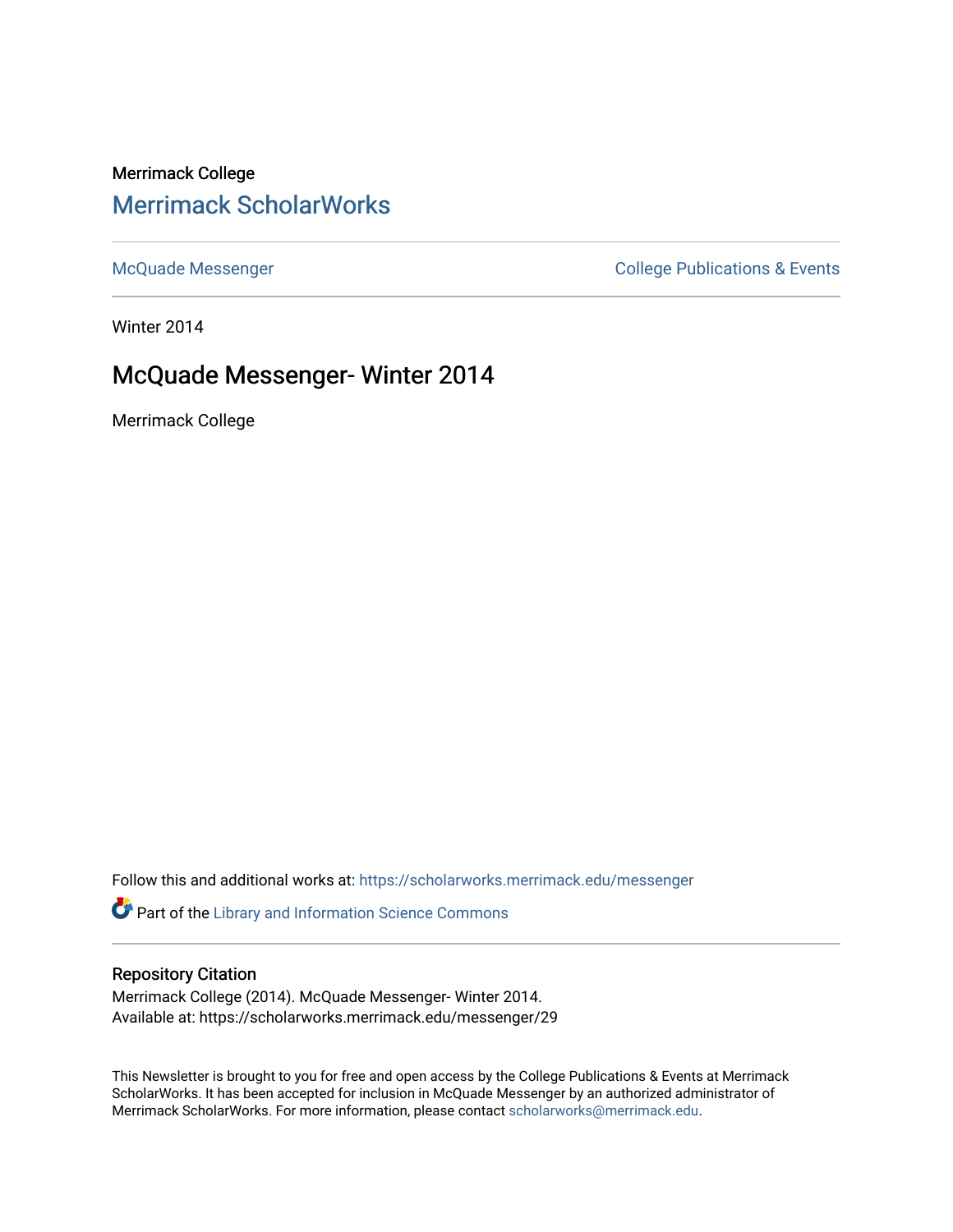Merrimack College

## Merrimack ScholarWorks

McQuade Messenger

College Publications & Events

Winter 2014

# McQuade Messenger- Winter 2014

Merrimack College

Follow this and additional works at: https://scholarworks.merrimack.edu/messenger

Part of the Library and Information Science Commons

### Repository Citation

Merrimack College (2014). McQuade Messenger- Winter 2014.
Available at: https://scholarworks.merrimack.edu/messenger/29

This Newsletter is brought to you for free and open access by the College Publications & Events at Merrimack ScholarWorks. It has been accepted for inclusion in McQuade Messenger by an authorized administrator of Merrimack ScholarWorks. For more information, please contact scholarworks@merrimack.edu.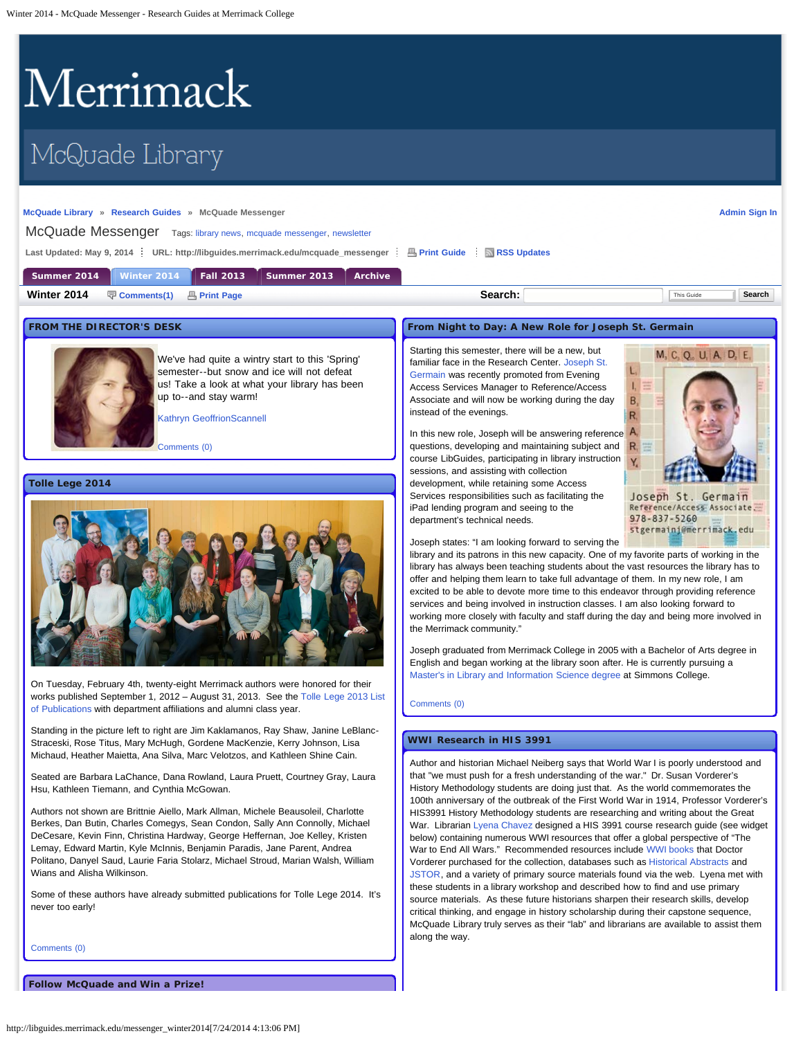# Merrimack

## McQuade Library

McQuade Library » Research Guides » McQuade Messenger

Admin Sign In

## McQuade Messenger

Tags: library news, mcquade messenger, newsletter

Last Updated: May 9, 2014 | URL: http://libguides.merrimack.edu/mcquade_messenger | Print Guide | RSS Updates

Summer 2014 | Winter 2014 | Fall 2013 | Summer 2013 | Archive

**Winter 2014** Comments(1) Print Page

Search: This Guide Search

### FROM THE DIRECTOR'S DESK

We've had quite a wintry start to this 'Spring' semester--but snow and ice will not defeat us! Take a look at what your library has been up to--and stay warm!

Kathryn GeoffrionScannell

Comments (0)

### Tolle Lege 2014

On Tuesday, February 4th, twenty-eight Merrimack authors were honored for their works published September 1, 2012 – August 31, 2013. See the Tolle Lege 2013 List of Publications with department affiliations and alumni class year.

Standing in the picture left to right are Jim Kaklamanos, Ray Shaw, Janine LeBlanc-Straceski, Rose Titus, Mary McHugh, Gordene MacKenzie, Kerry Johnson, Lisa Michaud, Heather Maietta, Ana Silva, Marc Velotzos, and Kathleen Shine Cain.

Seated are Barbara LaChance, Dana Rowland, Laura Pruett, Courtney Gray, Laura Hsu, Kathleen Tiemann, and Cynthia McGowan.

Authors not shown are Brittnie Aiello, Mark Allman, Michele Beausoleil, Charlotte Berkes, Dan Butin, Charles Comegys, Sean Condon, Sally Ann Connolly, Michael DeCesare, Kevin Finn, Christina Hardway, George Heffernan, Joe Kelley, Kristen Lemay, Edward Martin, Kyle McInnis, Benjamin Paradis, Jane Parent, Andrea Politano, Danyel Saud, Laurie Faria Stolarz, Michael Stroud, Marian Walsh, William Wians and Alisha Wilkinson.

Some of these authors have already submitted publications for Tolle Lege 2014. It's never too early!

Comments (0)

### Follow McQuade and Win a Prize!

### From Night to Day: A New Role for Joseph St. Germain

Starting this semester, there will be a new, but familiar face in the Research Center. Joseph St. Germain was recently promoted from Evening Access Services Manager to Reference/Access Associate and will now be working during the day instead of the evenings.

In this new role, Joseph will be answering reference questions, developing and maintaining subject and course LibGuides, participating in library instruction sessions, and assisting with collection development, while retaining some Access Services responsibilities such as facilitating the iPad lending program and seeing to the department's technical needs.

Joseph St. Germain
Reference/Access Associate
978-837-5260
stgermainj@merrimack.edu

Joseph states: "I am looking forward to serving the library and its patrons in this new capacity. One of my favorite parts of working in the library has always been teaching students about the vast resources the library has to offer and helping them learn to take full advantage of them. In my new role, I am excited to be able to devote more time to this endeavor through providing reference services and being involved in instruction classes. I am also looking forward to working more closely with faculty and staff during the day and being more involved in the Merrimack community."

Joseph graduated from Merrimack College in 2005 with a Bachelor of Arts degree in English and began working at the library soon after. He is currently pursuing a Master's in Library and Information Science degree at Simmons College.

Comments (0)

### WWI Research in HIS 3991

Author and historian Michael Neiberg says that World War I is poorly understood and that "we must push for a fresh understanding of the war." Dr. Susan Vorderer's History Methodology students are doing just that. As the world commemorates the 100th anniversary of the outbreak of the First World War in 1914, Professor Vorderer's HIS3991 History Methodology students are researching and writing about the Great War. Librarian Lyena Chavez designed a HIS 3991 course research guide (see widget below) containing numerous WWI resources that offer a global perspective of "The War to End All Wars." Recommended resources include WWI books that Doctor Vorderer purchased for the collection, databases such as Historical Abstracts and JSTOR, and a variety of primary source materials found via the web. Lyena met with these students in a library workshop and described how to find and use primary source materials. As these future historians sharpen their research skills, develop critical thinking, and engage in history scholarship during their capstone sequence, McQuade Library truly serves as their "lab" and librarians are available to assist them along the way.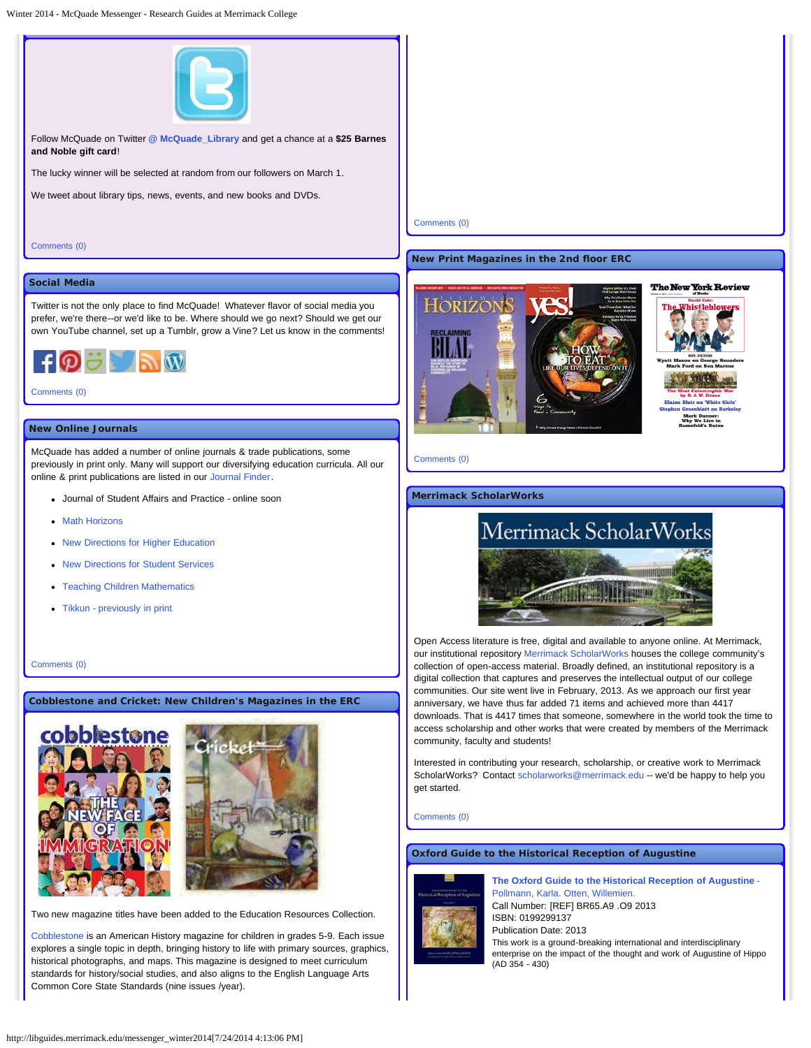Follow McQuade on Twitter **@ McQuade_Library** and get a chance at a **$25 Barnes and Noble gift card**!

The lucky winner will be selected at random from our followers on March 1.

We tweet about library tips, news, events, and new books and DVDs.

Comments (0)

## Social Media

Twitter is not the only place to find McQuade! Whatever flavor of social media you prefer, we're there--or we'd like to be. Where should we go next? Should we get our own YouTube channel, set up a Tumblr, grow a Vine? Let us know in the comments!

Comments (0)

## New Online Journals

McQuade has added a number of online journals & trade publications, some previously in print only. Many will support our diversifying education curricula. All our online & print publications are listed in our Journal Finder.

- Journal of Student Affairs and Practice - online soon
- Math Horizons
- New Directions for Higher Education
- New Directions for Student Services
- Teaching Children Mathematics
- Tikkun - previously in print

Comments (0)

## Cobblestone and Cricket: New Children's Magazines in the ERC

Two new magazine titles have been added to the Education Resources Collection.

Cobblestone is an American History magazine for children in grades 5-9. Each issue explores a single topic in depth, bringing history to life with primary sources, graphics, historical photographs, and maps. This magazine is designed to meet curriculum standards for history/social studies, and also aligns to the English Language Arts Common Core State Standards (nine issues /year).

Comments (0)

## New Print Magazines in the 2nd floor ERC

Comments (0)

## Merrimack ScholarWorks

Open Access literature is free, digital and available to anyone online. At Merrimack, our institutional repository Merrimack ScholarWorks houses the college community's collection of open-access material. Broadly defined, an institutional repository is a digital collection that captures and preserves the intellectual output of our college communities. Our site went live in February, 2013. As we approach our first year anniversary, we have thus far added 71 items and achieved more than 4417 downloads. That is 4417 times that someone, somewhere in the world took the time to access scholarship and other works that were created by members of the Merrimack community, faculty and students!

Interested in contributing your research, scholarship, or creative work to Merrimack ScholarWorks? Contact scholarworks@merrimack.edu -- we'd be happy to help you get started.

Comments (0)

## Oxford Guide to the Historical Reception of Augustine

**The Oxford Guide to the Historical Reception of Augustine** - Pollmann, Karla. Otten, Willemien.
Call Number: [REF] BR65.A9 .O9 2013
ISBN: 0199299137
Publication Date: 2013
This work is a ground-breaking international and interdisciplinary enterprise on the impact of the thought and work of Augustine of Hippo (AD 354 - 430)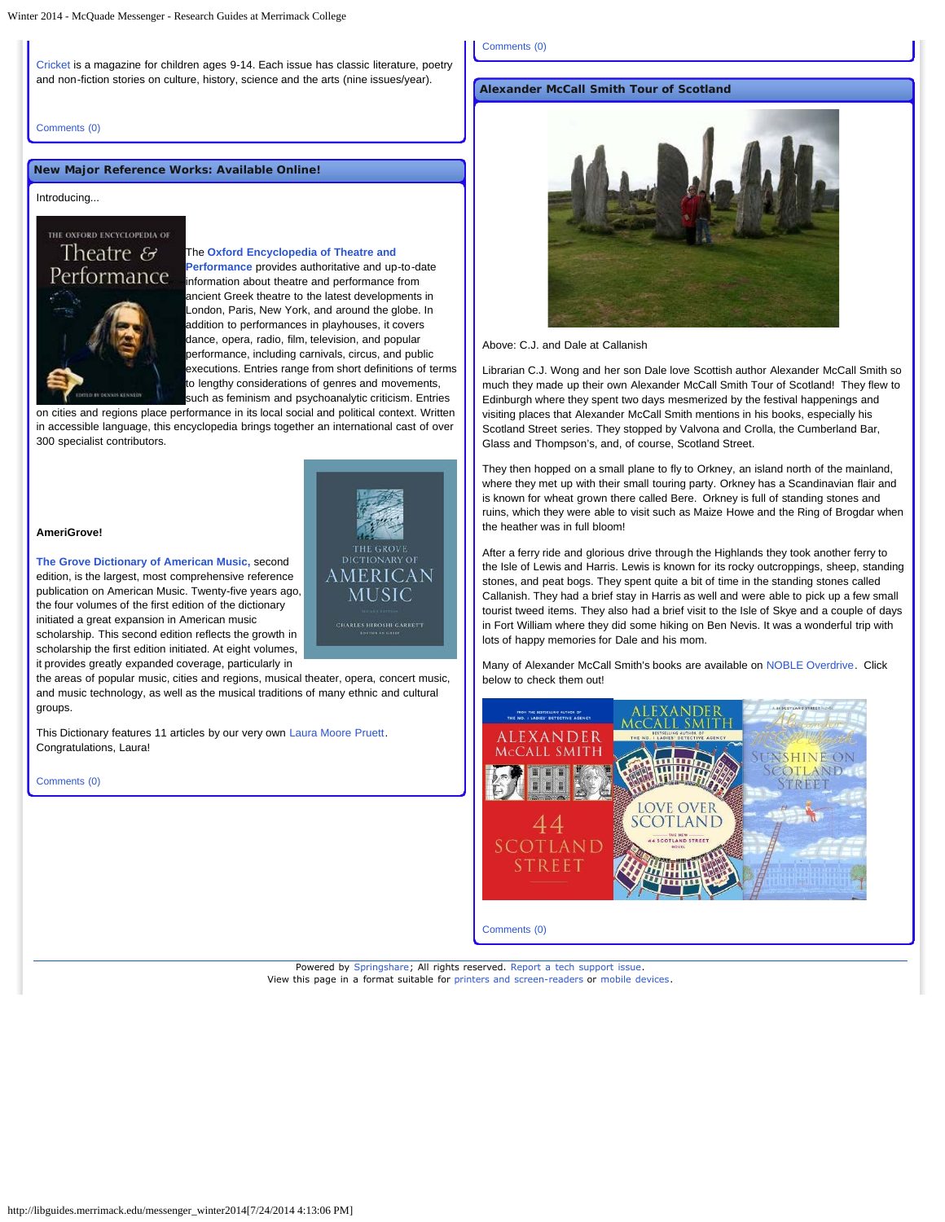Cricket is a magazine for children ages 9-14. Each issue has classic literature, poetry and non-fiction stories on culture, history, science and the arts (nine issues/year).

Comments (0)

## New Major Reference Works: Available Online!

Introducing...

The **Oxford Encyclopedia of Theatre and Performance** provides authoritative and up-to-date information about theatre and performance from ancient Greek theatre to the latest developments in London, Paris, New York, and around the globe. In addition to performances in playhouses, it covers dance, opera, radio, film, television, and popular performance, including carnivals, circus, and public executions. Entries range from short definitions of terms to lengthy considerations of genres and movements, such as feminism and psychoanalytic criticism. Entries on cities and regions place performance in its local social and political context. Written in accessible language, this encyclopedia brings together an international cast of over 300 specialist contributors.

**AmeriGrove!**

**The Grove Dictionary of American Music,** second edition, is the largest, most comprehensive reference publication on American Music. Twenty-five years ago, the four volumes of the first edition of the dictionary initiated a great expansion in American music scholarship. This second edition reflects the growth in scholarship the first edition initiated. At eight volumes, it provides greatly expanded coverage, particularly in the areas of popular music, cities and regions, musical theater, opera, concert music, and music technology, as well as the musical traditions of many ethnic and cultural groups.

This Dictionary features 11 articles by our very own Laura Moore Pruett. Congratulations, Laura!

Comments (0)

Comments (0)

## Alexander McCall Smith Tour of Scotland

Above: C.J. and Dale at Callanish

Librarian C.J. Wong and her son Dale love Scottish author Alexander McCall Smith so much they made up their own Alexander McCall Smith Tour of Scotland! They flew to Edinburgh where they spent two days mesmerized by the festival happenings and visiting places that Alexander McCall Smith mentions in his books, especially his Scotland Street series. They stopped by Valvona and Crolla, the Cumberland Bar, Glass and Thompson's, and, of course, Scotland Street.

They then hopped on a small plane to fly to Orkney, an island north of the mainland, where they met up with their small touring party. Orkney has a Scandinavian flair and is known for wheat grown there called Bere. Orkney is full of standing stones and ruins, which they were able to visit such as Maize Howe and the Ring of Brogdar when the heather was in full bloom!

After a ferry ride and glorious drive through the Highlands they took another ferry to the Isle of Lewis and Harris. Lewis is known for its rocky outcroppings, sheep, standing stones, and peat bogs. They spent quite a bit of time in the standing stones called Callanish. They had a brief stay in Harris as well and were able to pick up a few small tourist tweed items. They also had a brief visit to the Isle of Skye and a couple of days in Fort William where they did some hiking on Ben Nevis. It was a wonderful trip with lots of happy memories for Dale and his mom.

Many of Alexander McCall Smith's books are available on NOBLE Overdrive. Click below to check them out!

Comments (0)

Powered by Springshare; All rights reserved. Report a tech support issue.
View this page in a format suitable for printers and screen-readers or mobile devices.